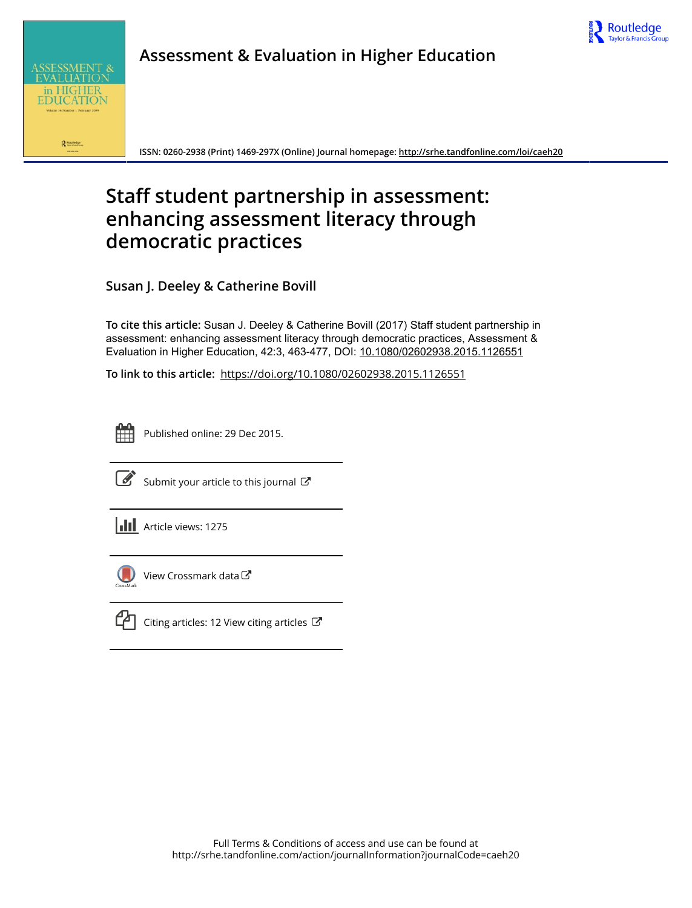**Assessment & Evaluation in Higher Education**

ISSN: 0260-2938 (Print) 1469-297X (Online) Journal homepage: http://srhe.tandfonline.com/loi/caeh20

# Staff student partnership in assessment: enhancing assessment literacy through democratic practices

**Susan J. Deeley & Catherine Bovill**

**To cite this article:** Susan J. Deeley & Catherine Bovill (2017) Staff student partnership in assessment: enhancing assessment literacy through democratic practices, Assessment & Evaluation in Higher Education, 42:3, 463-477, DOI: 10.1080/02602938.2015.1126551

**To link to this article:** https://doi.org/10.1080/02602938.2015.1126551

Published online: 29 Dec 2015.

Submit your article to this journal

Article views: 1275

View Crossmark data

Citing articles: 12 View citing articles

Full Terms & Conditions of access and use can be found at
http://srhe.tandfonline.com/action/journalInformation?journalCode=caeh20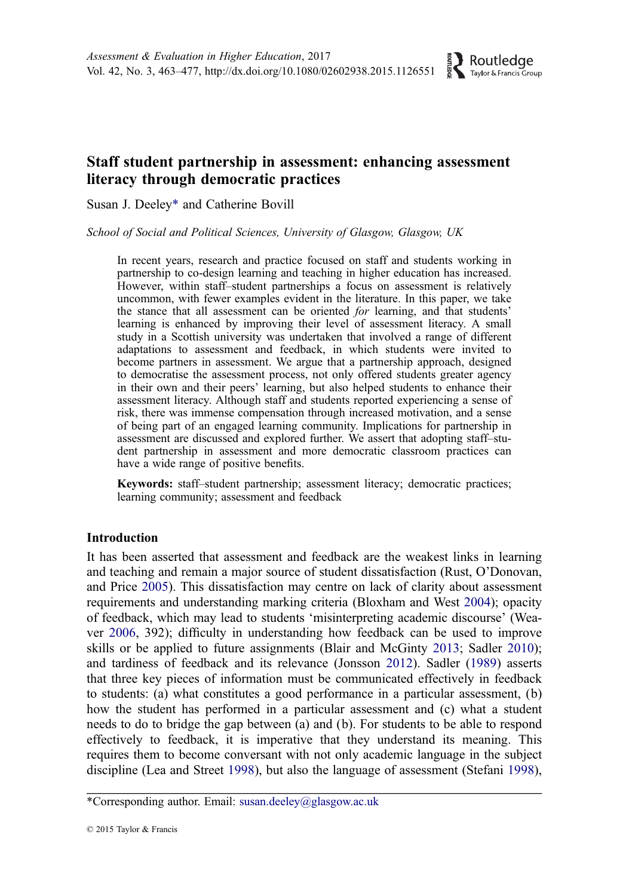# Staff student partnership in assessment: enhancing assessment literacy through democratic practices

Susan J. Deeley* and Catherine Bovill

*School of Social and Political Sciences, University of Glasgow, Glasgow, UK*

> In recent years, research and practice focused on staff and students working in partnership to co-design learning and teaching in higher education has increased. However, within staff–student partnerships a focus on assessment is relatively uncommon, with fewer examples evident in the literature. In this paper, we take the stance that all assessment can be oriented *for* learning, and that students' learning is enhanced by improving their level of assessment literacy. A small study in a Scottish university was undertaken that involved a range of different adaptations to assessment and feedback, in which students were invited to become partners in assessment. We argue that a partnership approach, designed to democratise the assessment process, not only offered students greater agency in their own and their peers' learning, but also helped students to enhance their assessment literacy. Although staff and students reported experiencing a sense of risk, there was immense compensation through increased motivation, and a sense of being part of an engaged learning community. Implications for partnership in assessment are discussed and explored further. We assert that adopting staff–student partnership in assessment and more democratic classroom practices can have a wide range of positive benefits.
>
> **Keywords:** staff–student partnership; assessment literacy; democratic practices; learning community; assessment and feedback

## Introduction

It has been asserted that assessment and feedback are the weakest links in learning and teaching and remain a major source of student dissatisfaction (Rust, O'Donovan, and Price 2005). This dissatisfaction may centre on lack of clarity about assessment requirements and understanding marking criteria (Bloxham and West 2004); opacity of feedback, which may lead to students 'misinterpreting academic discourse' (Weaver 2006, 392); difficulty in understanding how feedback can be used to improve skills or be applied to future assignments (Blair and McGinty 2013; Sadler 2010); and tardiness of feedback and its relevance (Jonsson 2012). Sadler (1989) asserts that three key pieces of information must be communicated effectively in feedback to students: (a) what constitutes a good performance in a particular assessment, (b) how the student has performed in a particular assessment and (c) what a student needs to do to bridge the gap between (a) and (b). For students to be able to respond effectively to feedback, it is imperative that they understand its meaning. This requires them to become conversant with not only academic language in the subject discipline (Lea and Street 1998), but also the language of assessment (Stefani 1998),

*Corresponding author. Email: susan.deeley@glasgow.ac.uk

© 2015 Taylor & Francis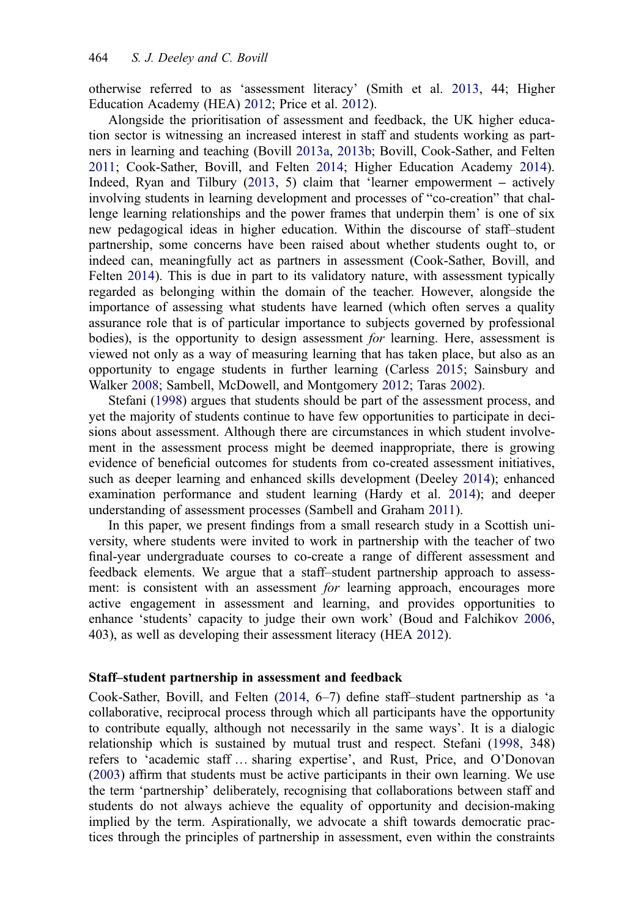otherwise referred to as 'assessment literacy' (Smith et al. 2013, 44; Higher Education Academy (HEA) 2012; Price et al. 2012).

Alongside the prioritisation of assessment and feedback, the UK higher education sector is witnessing an increased interest in staff and students working as partners in learning and teaching (Bovill 2013a, 2013b; Bovill, Cook-Sather, and Felten 2011; Cook-Sather, Bovill, and Felten 2014; Higher Education Academy 2014). Indeed, Ryan and Tilbury (2013, 5) claim that 'learner empowerment – actively involving students in learning development and processes of "co-creation" that challenge learning relationships and the power frames that underpin them' is one of six new pedagogical ideas in higher education. Within the discourse of staff–student partnership, some concerns have been raised about whether students ought to, or indeed can, meaningfully act as partners in assessment (Cook-Sather, Bovill, and Felten 2014). This is due in part to its validatory nature, with assessment typically regarded as belonging within the domain of the teacher. However, alongside the importance of assessing what students have learned (which often serves a quality assurance role that is of particular importance to subjects governed by professional bodies), is the opportunity to design assessment *for* learning. Here, assessment is viewed not only as a way of measuring learning that has taken place, but also as an opportunity to engage students in further learning (Carless 2015; Sainsbury and Walker 2008; Sambell, McDowell, and Montgomery 2012; Taras 2002).

Stefani (1998) argues that students should be part of the assessment process, and yet the majority of students continue to have few opportunities to participate in decisions about assessment. Although there are circumstances in which student involvement in the assessment process might be deemed inappropriate, there is growing evidence of beneficial outcomes for students from co-created assessment initiatives, such as deeper learning and enhanced skills development (Deeley 2014); enhanced examination performance and student learning (Hardy et al. 2014); and deeper understanding of assessment processes (Sambell and Graham 2011).

In this paper, we present findings from a small research study in a Scottish university, where students were invited to work in partnership with the teacher of two final-year undergraduate courses to co-create a range of different assessment and feedback elements. We argue that a staff–student partnership approach to assessment: is consistent with an assessment *for* learning approach, encourages more active engagement in assessment and learning, and provides opportunities to enhance 'students' capacity to judge their own work' (Boud and Falchikov 2006, 403), as well as developing their assessment literacy (HEA 2012).

## Staff–student partnership in assessment and feedback

Cook-Sather, Bovill, and Felten (2014, 6–7) define staff–student partnership as 'a collaborative, reciprocal process through which all participants have the opportunity to contribute equally, although not necessarily in the same ways'. It is a dialogic relationship which is sustained by mutual trust and respect. Stefani (1998, 348) refers to 'academic staff … sharing expertise', and Rust, Price, and O'Donovan (2003) affirm that students must be active participants in their own learning. We use the term 'partnership' deliberately, recognising that collaborations between staff and students do not always achieve the equality of opportunity and decision-making implied by the term. Aspirationally, we advocate a shift towards democratic practices through the principles of partnership in assessment, even within the constraints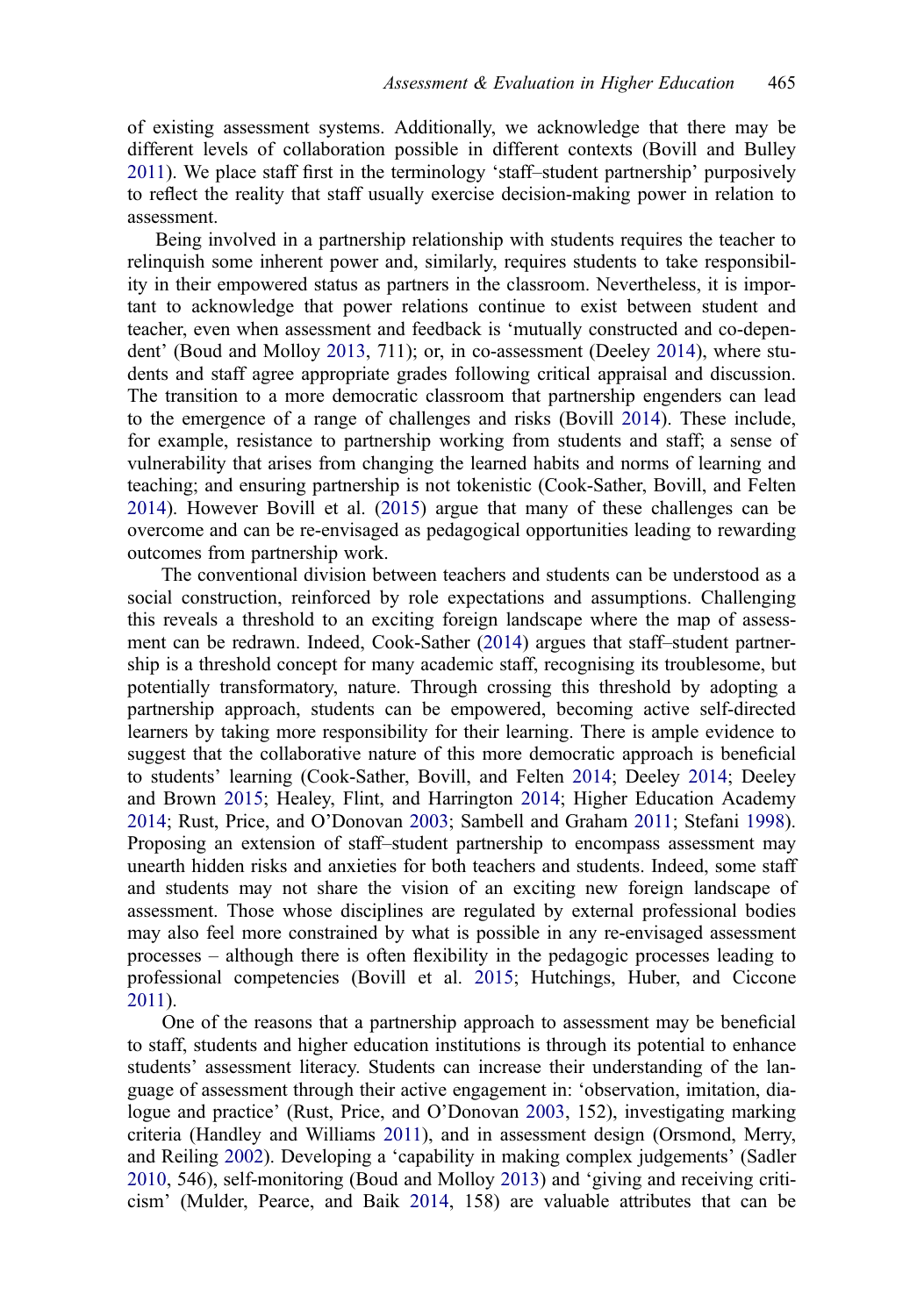of existing assessment systems. Additionally, we acknowledge that there may be different levels of collaboration possible in different contexts (Bovill and Bulley 2011). We place staff first in the terminology 'staff–student partnership' purposively to reflect the reality that staff usually exercise decision-making power in relation to assessment.

Being involved in a partnership relationship with students requires the teacher to relinquish some inherent power and, similarly, requires students to take responsibility in their empowered status as partners in the classroom. Nevertheless, it is important to acknowledge that power relations continue to exist between student and teacher, even when assessment and feedback is 'mutually constructed and co-dependent' (Boud and Molloy 2013, 711); or, in co-assessment (Deeley 2014), where students and staff agree appropriate grades following critical appraisal and discussion. The transition to a more democratic classroom that partnership engenders can lead to the emergence of a range of challenges and risks (Bovill 2014). These include, for example, resistance to partnership working from students and staff; a sense of vulnerability that arises from changing the learned habits and norms of learning and teaching; and ensuring partnership is not tokenistic (Cook-Sather, Bovill, and Felten 2014). However Bovill et al. (2015) argue that many of these challenges can be overcome and can be re-envisaged as pedagogical opportunities leading to rewarding outcomes from partnership work.

The conventional division between teachers and students can be understood as a social construction, reinforced by role expectations and assumptions. Challenging this reveals a threshold to an exciting foreign landscape where the map of assessment can be redrawn. Indeed, Cook-Sather (2014) argues that staff–student partnership is a threshold concept for many academic staff, recognising its troublesome, but potentially transformatory, nature. Through crossing this threshold by adopting a partnership approach, students can be empowered, becoming active self-directed learners by taking more responsibility for their learning. There is ample evidence to suggest that the collaborative nature of this more democratic approach is beneficial to students' learning (Cook-Sather, Bovill, and Felten 2014; Deeley 2014; Deeley and Brown 2015; Healey, Flint, and Harrington 2014; Higher Education Academy 2014; Rust, Price, and O'Donovan 2003; Sambell and Graham 2011; Stefani 1998). Proposing an extension of staff–student partnership to encompass assessment may unearth hidden risks and anxieties for both teachers and students. Indeed, some staff and students may not share the vision of an exciting new foreign landscape of assessment. Those whose disciplines are regulated by external professional bodies may also feel more constrained by what is possible in any re-envisaged assessment processes – although there is often flexibility in the pedagogic processes leading to professional competencies (Bovill et al. 2015; Hutchings, Huber, and Ciccone 2011).

One of the reasons that a partnership approach to assessment may be beneficial to staff, students and higher education institutions is through its potential to enhance students' assessment literacy. Students can increase their understanding of the language of assessment through their active engagement in: 'observation, imitation, dialogue and practice' (Rust, Price, and O'Donovan 2003, 152), investigating marking criteria (Handley and Williams 2011), and in assessment design (Orsmond, Merry, and Reiling 2002). Developing a 'capability in making complex judgements' (Sadler 2010, 546), self-monitoring (Boud and Molloy 2013) and 'giving and receiving criticism' (Mulder, Pearce, and Baik 2014, 158) are valuable attributes that can be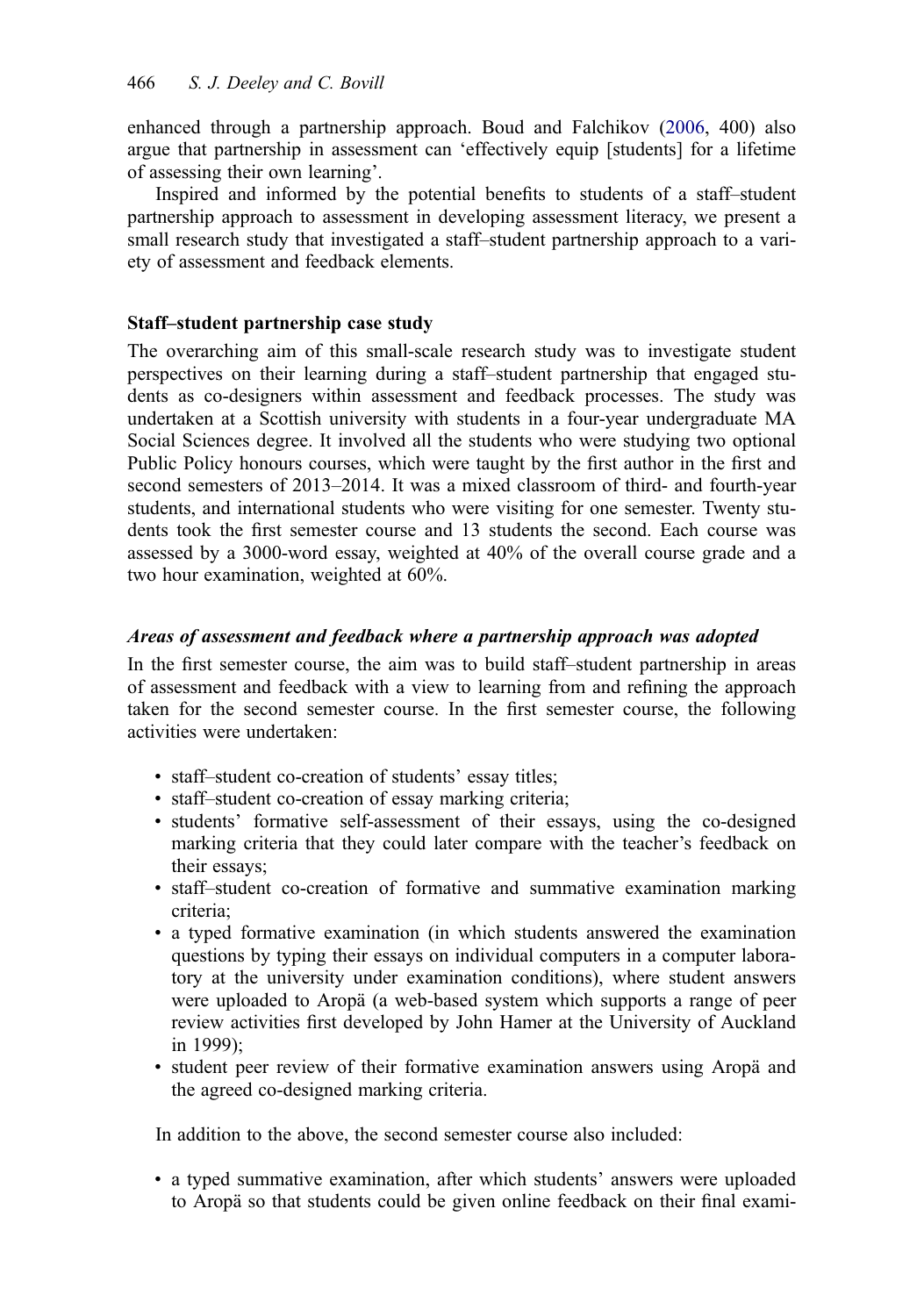enhanced through a partnership approach. Boud and Falchikov (2006, 400) also argue that partnership in assessment can 'effectively equip [students] for a lifetime of assessing their own learning'.

Inspired and informed by the potential benefits to students of a staff–student partnership approach to assessment in developing assessment literacy, we present a small research study that investigated a staff–student partnership approach to a variety of assessment and feedback elements.

## Staff–student partnership case study

The overarching aim of this small-scale research study was to investigate student perspectives on their learning during a staff–student partnership that engaged students as co-designers within assessment and feedback processes. The study was undertaken at a Scottish university with students in a four-year undergraduate MA Social Sciences degree. It involved all the students who were studying two optional Public Policy honours courses, which were taught by the first author in the first and second semesters of 2013–2014. It was a mixed classroom of third- and fourth-year students, and international students who were visiting for one semester. Twenty students took the first semester course and 13 students the second. Each course was assessed by a 3000-word essay, weighted at 40% of the overall course grade and a two hour examination, weighted at 60%.

### *Areas of assessment and feedback where a partnership approach was adopted*

In the first semester course, the aim was to build staff–student partnership in areas of assessment and feedback with a view to learning from and refining the approach taken for the second semester course. In the first semester course, the following activities were undertaken:

- staff–student co-creation of students' essay titles;
- staff–student co-creation of essay marking criteria;
- students' formative self-assessment of their essays, using the co-designed marking criteria that they could later compare with the teacher's feedback on their essays;
- staff–student co-creation of formative and summative examination marking criteria;
- a typed formative examination (in which students answered the examination questions by typing their essays on individual computers in a computer laboratory at the university under examination conditions), where student answers were uploaded to Aropä (a web-based system which supports a range of peer review activities first developed by John Hamer at the University of Auckland in 1999);
- student peer review of their formative examination answers using Aropä and the agreed co-designed marking criteria.

In addition to the above, the second semester course also included:

- a typed summative examination, after which students' answers were uploaded to Aropä so that students could be given online feedback on their final exami-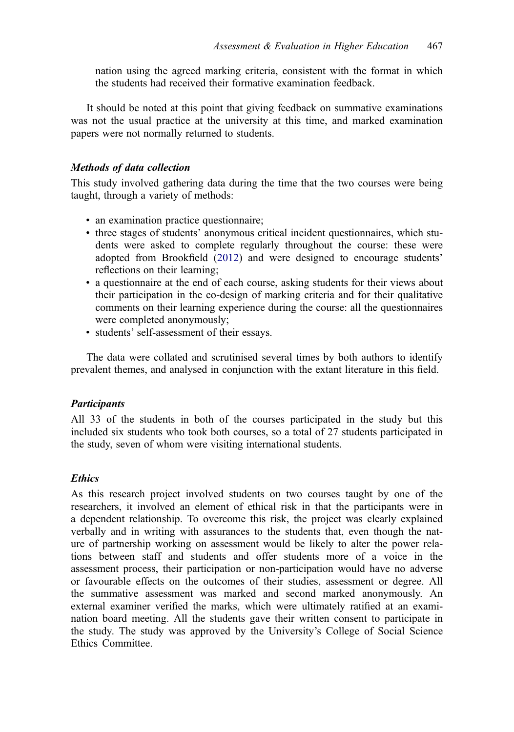nation using the agreed marking criteria, consistent with the format in which the students had received their formative examination feedback.

It should be noted at this point that giving feedback on summative examinations was not the usual practice at the university at this time, and marked examination papers were not normally returned to students.

### *Methods of data collection*

This study involved gathering data during the time that the two courses were being taught, through a variety of methods:

- an examination practice questionnaire;
- three stages of students' anonymous critical incident questionnaires, which students were asked to complete regularly throughout the course: these were adopted from Brookfield (2012) and were designed to encourage students' reflections on their learning;
- a questionnaire at the end of each course, asking students for their views about their participation in the co-design of marking criteria and for their qualitative comments on their learning experience during the course: all the questionnaires were completed anonymously;
- students' self-assessment of their essays.

The data were collated and scrutinised several times by both authors to identify prevalent themes, and analysed in conjunction with the extant literature in this field.

### *Participants*

All 33 of the students in both of the courses participated in the study but this included six students who took both courses, so a total of 27 students participated in the study, seven of whom were visiting international students.

### *Ethics*

As this research project involved students on two courses taught by one of the researchers, it involved an element of ethical risk in that the participants were in a dependent relationship. To overcome this risk, the project was clearly explained verbally and in writing with assurances to the students that, even though the nature of partnership working on assessment would be likely to alter the power relations between staff and students and offer students more of a voice in the assessment process, their participation or non-participation would have no adverse or favourable effects on the outcomes of their studies, assessment or degree. All the summative assessment was marked and second marked anonymously. An external examiner verified the marks, which were ultimately ratified at an examination board meeting. All the students gave their written consent to participate in the study. The study was approved by the University's College of Social Science Ethics Committee.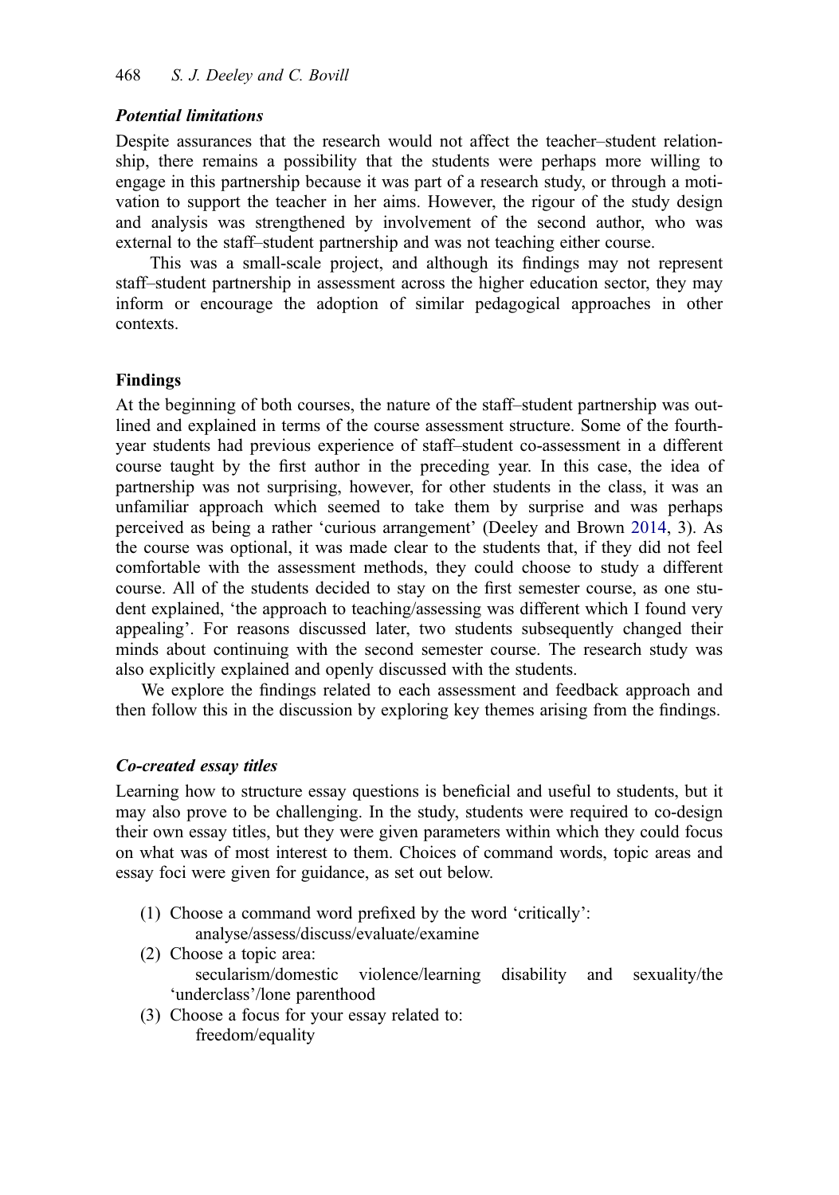### *Potential limitations*

Despite assurances that the research would not affect the teacher–student relationship, there remains a possibility that the students were perhaps more willing to engage in this partnership because it was part of a research study, or through a motivation to support the teacher in her aims. However, the rigour of the study design and analysis was strengthened by involvement of the second author, who was external to the staff–student partnership and was not teaching either course.

This was a small-scale project, and although its findings may not represent staff–student partnership in assessment across the higher education sector, they may inform or encourage the adoption of similar pedagogical approaches in other contexts.

## Findings

At the beginning of both courses, the nature of the staff–student partnership was outlined and explained in terms of the course assessment structure. Some of the fourth-year students had previous experience of staff–student co-assessment in a different course taught by the first author in the preceding year. In this case, the idea of partnership was not surprising, however, for other students in the class, it was an unfamiliar approach which seemed to take them by surprise and was perhaps perceived as being a rather 'curious arrangement' (Deeley and Brown 2014, 3). As the course was optional, it was made clear to the students that, if they did not feel comfortable with the assessment methods, they could choose to study a different course. All of the students decided to stay on the first semester course, as one student explained, 'the approach to teaching/assessing was different which I found very appealing'. For reasons discussed later, two students subsequently changed their minds about continuing with the second semester course. The research study was also explicitly explained and openly discussed with the students.

We explore the findings related to each assessment and feedback approach and then follow this in the discussion by exploring key themes arising from the findings.

### *Co-created essay titles*

Learning how to structure essay questions is beneficial and useful to students, but it may also prove to be challenging. In the study, students were required to co-design their own essay titles, but they were given parameters within which they could focus on what was of most interest to them. Choices of command words, topic areas and essay foci were given for guidance, as set out below.

(1) Choose a command word prefixed by the word 'critically':
analyse/assess/discuss/evaluate/examine

(2) Choose a topic area:
secularism/domestic violence/learning disability and sexuality/the 'underclass'/lone parenthood

(3) Choose a focus for your essay related to:
freedom/equality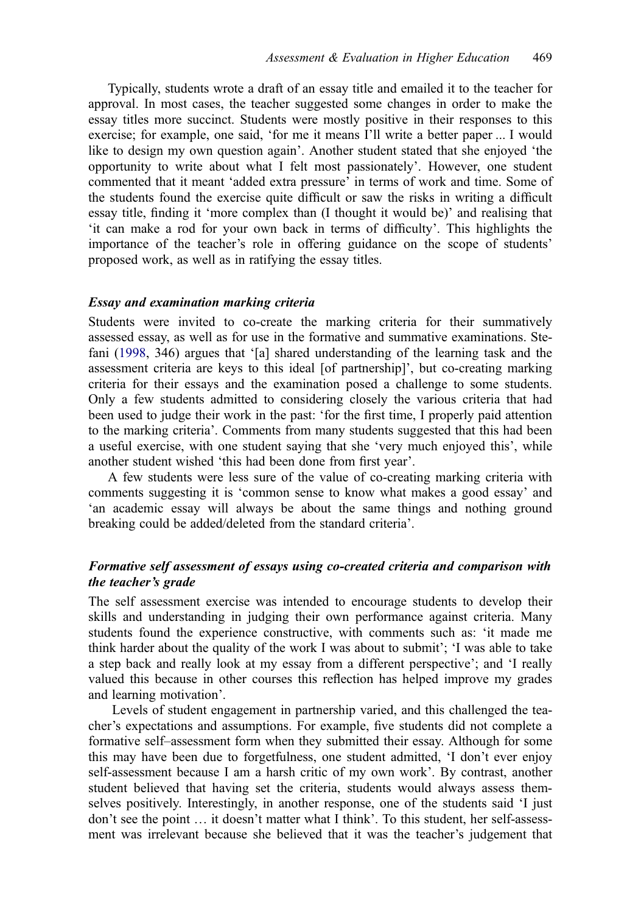Typically, students wrote a draft of an essay title and emailed it to the teacher for approval. In most cases, the teacher suggested some changes in order to make the essay titles more succinct. Students were mostly positive in their responses to this exercise; for example, one said, 'for me it means I'll write a better paper ... I would like to design my own question again'. Another student stated that she enjoyed 'the opportunity to write about what I felt most passionately'. However, one student commented that it meant 'added extra pressure' in terms of work and time. Some of the students found the exercise quite difficult or saw the risks in writing a difficult essay title, finding it 'more complex than (I thought it would be)' and realising that 'it can make a rod for your own back in terms of difficulty'. This highlights the importance of the teacher's role in offering guidance on the scope of students' proposed work, as well as in ratifying the essay titles.

### *Essay and examination marking criteria*

Students were invited to co-create the marking criteria for their summatively assessed essay, as well as for use in the formative and summative examinations. Stefani (1998, 346) argues that '[a] shared understanding of the learning task and the assessment criteria are keys to this ideal [of partnership]', but co-creating marking criteria for their essays and the examination posed a challenge to some students. Only a few students admitted to considering closely the various criteria that had been used to judge their work in the past: 'for the first time, I properly paid attention to the marking criteria'. Comments from many students suggested that this had been a useful exercise, with one student saying that she 'very much enjoyed this', while another student wished 'this had been done from first year'.

A few students were less sure of the value of co-creating marking criteria with comments suggesting it is 'common sense to know what makes a good essay' and 'an academic essay will always be about the same things and nothing ground breaking could be added/deleted from the standard criteria'.

### *Formative self assessment of essays using co-created criteria and comparison with the teacher's grade*

The self assessment exercise was intended to encourage students to develop their skills and understanding in judging their own performance against criteria. Many students found the experience constructive, with comments such as: 'it made me think harder about the quality of the work I was about to submit'; 'I was able to take a step back and really look at my essay from a different perspective'; and 'I really valued this because in other courses this reflection has helped improve my grades and learning motivation'.

Levels of student engagement in partnership varied, and this challenged the teacher's expectations and assumptions. For example, five students did not complete a formative self–assessment form when they submitted their essay. Although for some this may have been due to forgetfulness, one student admitted, 'I don't ever enjoy self-assessment because I am a harsh critic of my own work'. By contrast, another student believed that having set the criteria, students would always assess themselves positively. Interestingly, in another response, one of the students said 'I just don't see the point … it doesn't matter what I think'. To this student, her self-assessment was irrelevant because she believed that it was the teacher's judgement that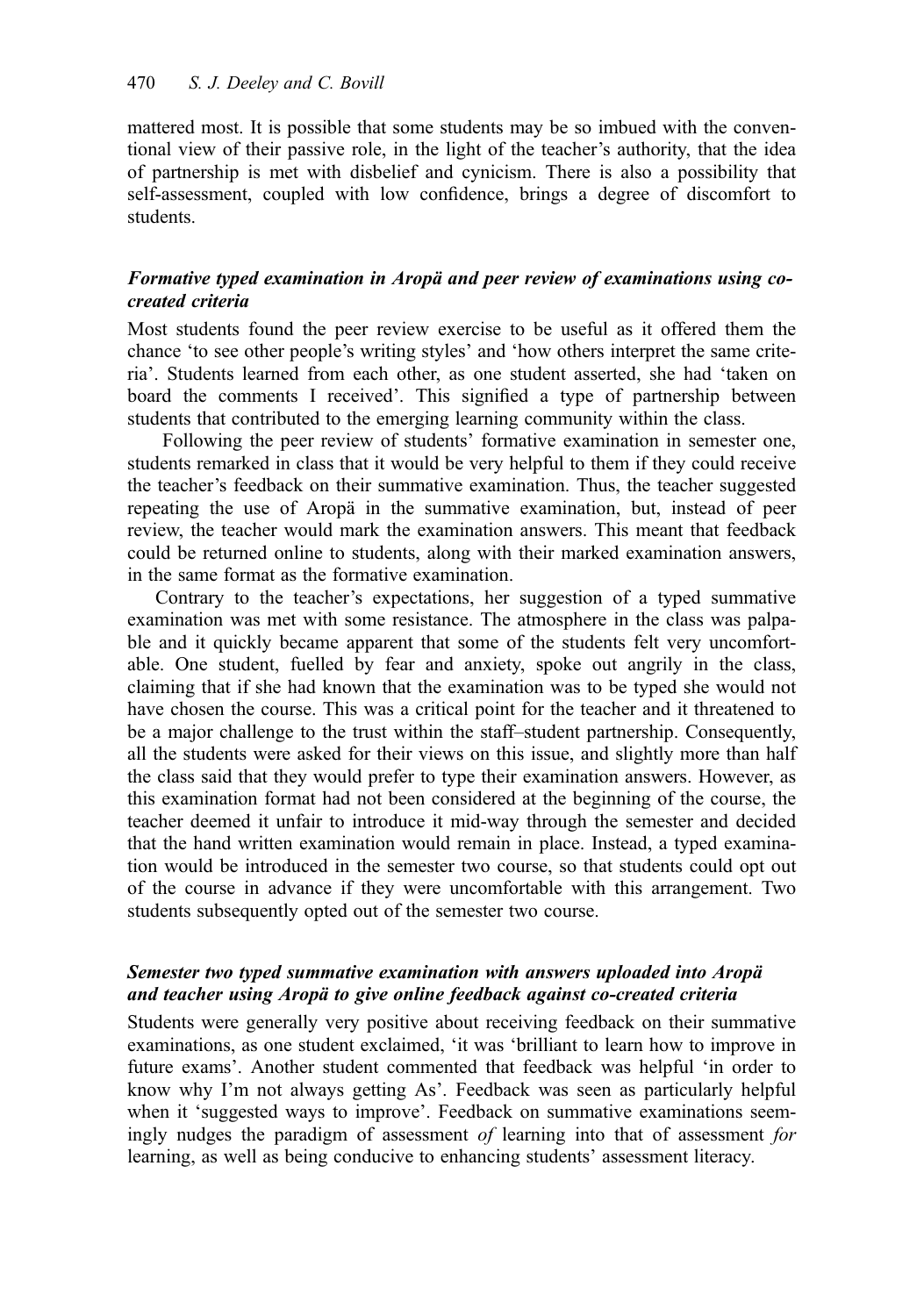mattered most. It is possible that some students may be so imbued with the conventional view of their passive role, in the light of the teacher's authority, that the idea of partnership is met with disbelief and cynicism. There is also a possibility that self-assessment, coupled with low confidence, brings a degree of discomfort to students.

### *Formative typed examination in Aropä and peer review of examinations using co-created criteria*

Most students found the peer review exercise to be useful as it offered them the chance 'to see other people's writing styles' and 'how others interpret the same criteria'. Students learned from each other, as one student asserted, she had 'taken on board the comments I received'. This signified a type of partnership between students that contributed to the emerging learning community within the class.

Following the peer review of students' formative examination in semester one, students remarked in class that it would be very helpful to them if they could receive the teacher's feedback on their summative examination. Thus, the teacher suggested repeating the use of Aropä in the summative examination, but, instead of peer review, the teacher would mark the examination answers. This meant that feedback could be returned online to students, along with their marked examination answers, in the same format as the formative examination.

Contrary to the teacher's expectations, her suggestion of a typed summative examination was met with some resistance. The atmosphere in the class was palpable and it quickly became apparent that some of the students felt very uncomfortable. One student, fuelled by fear and anxiety, spoke out angrily in the class, claiming that if she had known that the examination was to be typed she would not have chosen the course. This was a critical point for the teacher and it threatened to be a major challenge to the trust within the staff–student partnership. Consequently, all the students were asked for their views on this issue, and slightly more than half the class said that they would prefer to type their examination answers. However, as this examination format had not been considered at the beginning of the course, the teacher deemed it unfair to introduce it mid-way through the semester and decided that the hand written examination would remain in place. Instead, a typed examination would be introduced in the semester two course, so that students could opt out of the course in advance if they were uncomfortable with this arrangement. Two students subsequently opted out of the semester two course.

### *Semester two typed summative examination with answers uploaded into Aropä and teacher using Aropä to give online feedback against co-created criteria*

Students were generally very positive about receiving feedback on their summative examinations, as one student exclaimed, 'it was 'brilliant to learn how to improve in future exams'. Another student commented that feedback was helpful 'in order to know why I'm not always getting As'. Feedback was seen as particularly helpful when it 'suggested ways to improve'. Feedback on summative examinations seemingly nudges the paradigm of assessment *of* learning into that of assessment *for* learning, as well as being conducive to enhancing students' assessment literacy.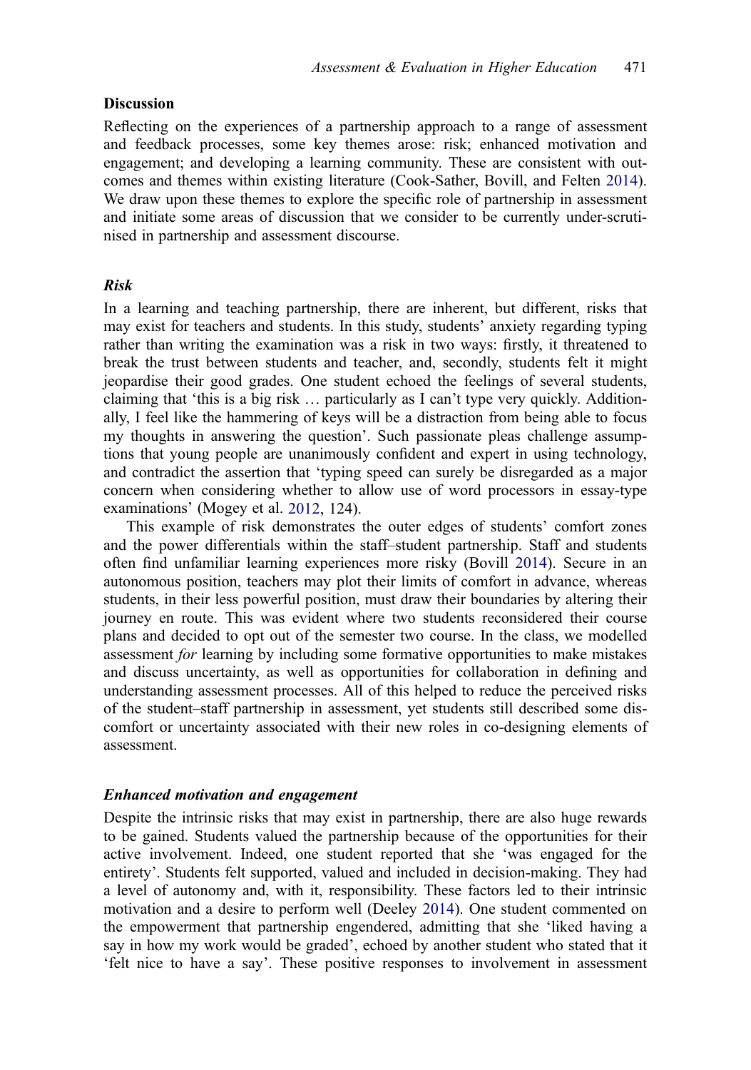## Discussion

Reflecting on the experiences of a partnership approach to a range of assessment and feedback processes, some key themes arose: risk; enhanced motivation and engagement; and developing a learning community. These are consistent with outcomes and themes within existing literature (Cook-Sather, Bovill, and Felten 2014). We draw upon these themes to explore the specific role of partnership in assessment and initiate some areas of discussion that we consider to be currently under-scrutinised in partnership and assessment discourse.

### *Risk*

In a learning and teaching partnership, there are inherent, but different, risks that may exist for teachers and students. In this study, students' anxiety regarding typing rather than writing the examination was a risk in two ways: firstly, it threatened to break the trust between students and teacher, and, secondly, students felt it might jeopardise their good grades. One student echoed the feelings of several students, claiming that 'this is a big risk … particularly as I can't type very quickly. Additionally, I feel like the hammering of keys will be a distraction from being able to focus my thoughts in answering the question'. Such passionate pleas challenge assumptions that young people are unanimously confident and expert in using technology, and contradict the assertion that 'typing speed can surely be disregarded as a major concern when considering whether to allow use of word processors in essay-type examinations' (Mogey et al. 2012, 124).

This example of risk demonstrates the outer edges of students' comfort zones and the power differentials within the staff–student partnership. Staff and students often find unfamiliar learning experiences more risky (Bovill 2014). Secure in an autonomous position, teachers may plot their limits of comfort in advance, whereas students, in their less powerful position, must draw their boundaries by altering their journey en route. This was evident where two students reconsidered their course plans and decided to opt out of the semester two course. In the class, we modelled assessment *for* learning by including some formative opportunities to make mistakes and discuss uncertainty, as well as opportunities for collaboration in defining and understanding assessment processes. All of this helped to reduce the perceived risks of the student–staff partnership in assessment, yet students still described some discomfort or uncertainty associated with their new roles in co-designing elements of assessment.

### *Enhanced motivation and engagement*

Despite the intrinsic risks that may exist in partnership, there are also huge rewards to be gained. Students valued the partnership because of the opportunities for their active involvement. Indeed, one student reported that she 'was engaged for the entirety'. Students felt supported, valued and included in decision-making. They had a level of autonomy and, with it, responsibility. These factors led to their intrinsic motivation and a desire to perform well (Deeley 2014). One student commented on the empowerment that partnership engendered, admitting that she 'liked having a say in how my work would be graded', echoed by another student who stated that it 'felt nice to have a say'. These positive responses to involvement in assessment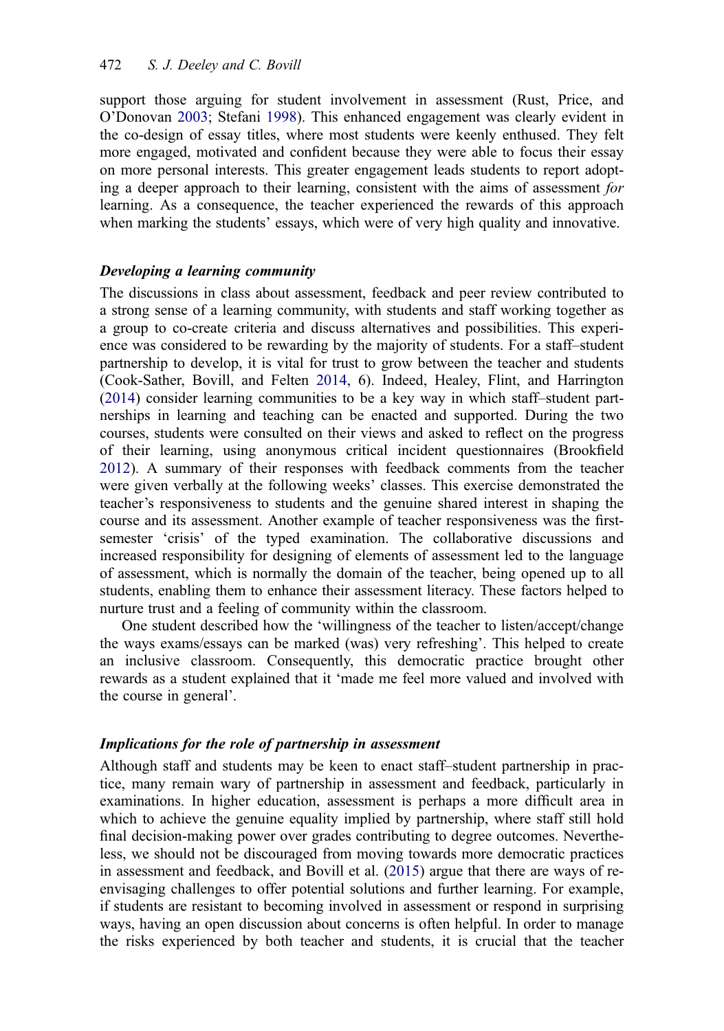support those arguing for student involvement in assessment (Rust, Price, and O'Donovan 2003; Stefani 1998). This enhanced engagement was clearly evident in the co-design of essay titles, where most students were keenly enthused. They felt more engaged, motivated and confident because they were able to focus their essay on more personal interests. This greater engagement leads students to report adopting a deeper approach to their learning, consistent with the aims of assessment *for* learning. As a consequence, the teacher experienced the rewards of this approach when marking the students' essays, which were of very high quality and innovative.

### *Developing a learning community*

The discussions in class about assessment, feedback and peer review contributed to a strong sense of a learning community, with students and staff working together as a group to co-create criteria and discuss alternatives and possibilities. This experience was considered to be rewarding by the majority of students. For a staff–student partnership to develop, it is vital for trust to grow between the teacher and students (Cook-Sather, Bovill, and Felten 2014, 6). Indeed, Healey, Flint, and Harrington (2014) consider learning communities to be a key way in which staff–student partnerships in learning and teaching can be enacted and supported. During the two courses, students were consulted on their views and asked to reflect on the progress of their learning, using anonymous critical incident questionnaires (Brookfield 2012). A summary of their responses with feedback comments from the teacher were given verbally at the following weeks' classes. This exercise demonstrated the teacher's responsiveness to students and the genuine shared interest in shaping the course and its assessment. Another example of teacher responsiveness was the first-semester 'crisis' of the typed examination. The collaborative discussions and increased responsibility for designing of elements of assessment led to the language of assessment, which is normally the domain of the teacher, being opened up to all students, enabling them to enhance their assessment literacy. These factors helped to nurture trust and a feeling of community within the classroom.

One student described how the 'willingness of the teacher to listen/accept/change the ways exams/essays can be marked (was) very refreshing'. This helped to create an inclusive classroom. Consequently, this democratic practice brought other rewards as a student explained that it 'made me feel more valued and involved with the course in general'.

### *Implications for the role of partnership in assessment*

Although staff and students may be keen to enact staff–student partnership in practice, many remain wary of partnership in assessment and feedback, particularly in examinations. In higher education, assessment is perhaps a more difficult area in which to achieve the genuine equality implied by partnership, where staff still hold final decision-making power over grades contributing to degree outcomes. Nevertheless, we should not be discouraged from moving towards more democratic practices in assessment and feedback, and Bovill et al. (2015) argue that there are ways of re-envisaging challenges to offer potential solutions and further learning. For example, if students are resistant to becoming involved in assessment or respond in surprising ways, having an open discussion about concerns is often helpful. In order to manage the risks experienced by both teacher and students, it is crucial that the teacher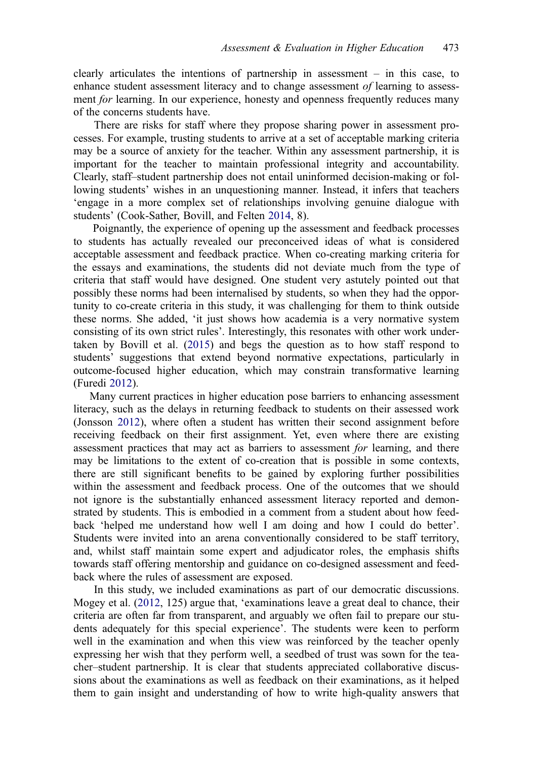clearly articulates the intentions of partnership in assessment – in this case, to enhance student assessment literacy and to change assessment *of* learning to assessment *for* learning. In our experience, honesty and openness frequently reduces many of the concerns students have.

There are risks for staff where they propose sharing power in assessment processes. For example, trusting students to arrive at a set of acceptable marking criteria may be a source of anxiety for the teacher. Within any assessment partnership, it is important for the teacher to maintain professional integrity and accountability. Clearly, staff–student partnership does not entail uninformed decision-making or following students' wishes in an unquestioning manner. Instead, it infers that teachers 'engage in a more complex set of relationships involving genuine dialogue with students' (Cook-Sather, Bovill, and Felten 2014, 8).

Poignantly, the experience of opening up the assessment and feedback processes to students has actually revealed our preconceived ideas of what is considered acceptable assessment and feedback practice. When co-creating marking criteria for the essays and examinations, the students did not deviate much from the type of criteria that staff would have designed. One student very astutely pointed out that possibly these norms had been internalised by students, so when they had the opportunity to co-create criteria in this study, it was challenging for them to think outside these norms. She added, 'it just shows how academia is a very normative system consisting of its own strict rules'. Interestingly, this resonates with other work undertaken by Bovill et al. (2015) and begs the question as to how staff respond to students' suggestions that extend beyond normative expectations, particularly in outcome-focused higher education, which may constrain transformative learning (Furedi 2012).

Many current practices in higher education pose barriers to enhancing assessment literacy, such as the delays in returning feedback to students on their assessed work (Jonsson 2012), where often a student has written their second assignment before receiving feedback on their first assignment. Yet, even where there are existing assessment practices that may act as barriers to assessment *for* learning, and there may be limitations to the extent of co-creation that is possible in some contexts, there are still significant benefits to be gained by exploring further possibilities within the assessment and feedback process. One of the outcomes that we should not ignore is the substantially enhanced assessment literacy reported and demonstrated by students. This is embodied in a comment from a student about how feedback 'helped me understand how well I am doing and how I could do better'. Students were invited into an arena conventionally considered to be staff territory, and, whilst staff maintain some expert and adjudicator roles, the emphasis shifts towards staff offering mentorship and guidance on co-designed assessment and feedback where the rules of assessment are exposed.

In this study, we included examinations as part of our democratic discussions. Mogey et al. (2012, 125) argue that, 'examinations leave a great deal to chance, their criteria are often far from transparent, and arguably we often fail to prepare our students adequately for this special experience'. The students were keen to perform well in the examination and when this view was reinforced by the teacher openly expressing her wish that they perform well, a seedbed of trust was sown for the teacher–student partnership. It is clear that students appreciated collaborative discussions about the examinations as well as feedback on their examinations, as it helped them to gain insight and understanding of how to write high-quality answers that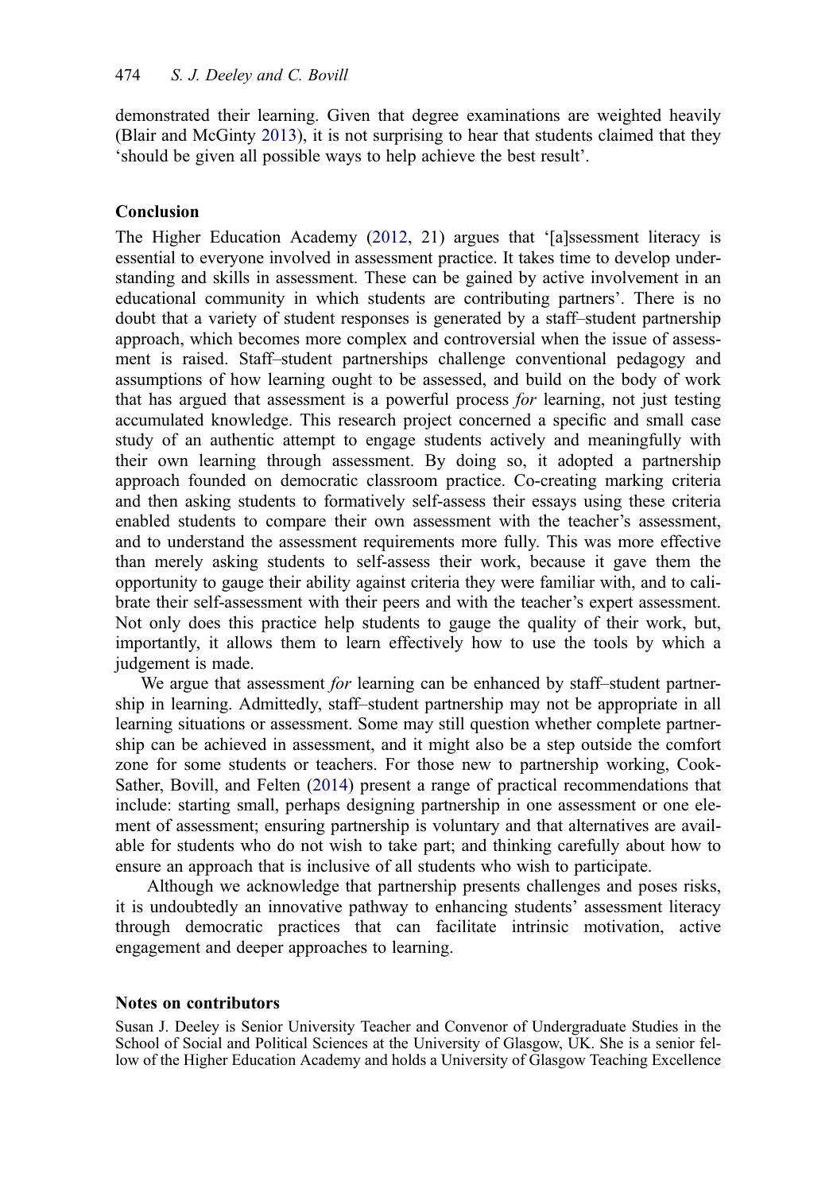demonstrated their learning. Given that degree examinations are weighted heavily (Blair and McGinty 2013), it is not surprising to hear that students claimed that they 'should be given all possible ways to help achieve the best result'.

## Conclusion

The Higher Education Academy (2012, 21) argues that '[a]ssessment literacy is essential to everyone involved in assessment practice. It takes time to develop understanding and skills in assessment. These can be gained by active involvement in an educational community in which students are contributing partners'. There is no doubt that a variety of student responses is generated by a staff–student partnership approach, which becomes more complex and controversial when the issue of assessment is raised. Staff–student partnerships challenge conventional pedagogy and assumptions of how learning ought to be assessed, and build on the body of work that has argued that assessment is a powerful process *for* learning, not just testing accumulated knowledge. This research project concerned a specific and small case study of an authentic attempt to engage students actively and meaningfully with their own learning through assessment. By doing so, it adopted a partnership approach founded on democratic classroom practice. Co-creating marking criteria and then asking students to formatively self-assess their essays using these criteria enabled students to compare their own assessment with the teacher's assessment, and to understand the assessment requirements more fully. This was more effective than merely asking students to self-assess their work, because it gave them the opportunity to gauge their ability against criteria they were familiar with, and to calibrate their self-assessment with their peers and with the teacher's expert assessment. Not only does this practice help students to gauge the quality of their work, but, importantly, it allows them to learn effectively how to use the tools by which a judgement is made.

We argue that assessment *for* learning can be enhanced by staff–student partnership in learning. Admittedly, staff–student partnership may not be appropriate in all learning situations or assessment. Some may still question whether complete partnership can be achieved in assessment, and it might also be a step outside the comfort zone for some students or teachers. For those new to partnership working, Cook-Sather, Bovill, and Felten (2014) present a range of practical recommendations that include: starting small, perhaps designing partnership in one assessment or one element of assessment; ensuring partnership is voluntary and that alternatives are available for students who do not wish to take part; and thinking carefully about how to ensure an approach that is inclusive of all students who wish to participate.

Although we acknowledge that partnership presents challenges and poses risks, it is undoubtedly an innovative pathway to enhancing students' assessment literacy through democratic practices that can facilitate intrinsic motivation, active engagement and deeper approaches to learning.

## Notes on contributors

Susan J. Deeley is Senior University Teacher and Convenor of Undergraduate Studies in the School of Social and Political Sciences at the University of Glasgow, UK. She is a senior fellow of the Higher Education Academy and holds a University of Glasgow Teaching Excellence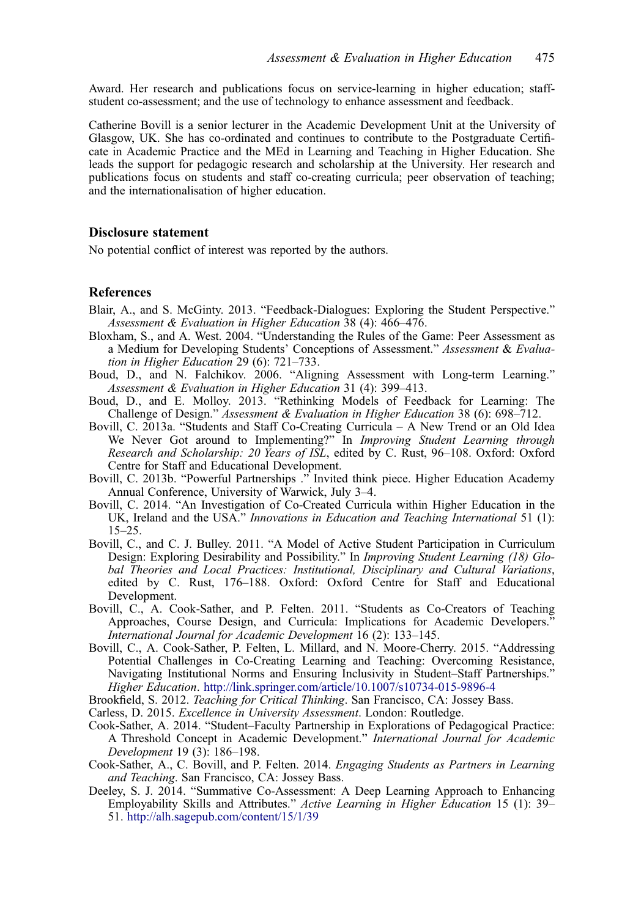Award. Her research and publications focus on service-learning in higher education; staff-student co-assessment; and the use of technology to enhance assessment and feedback.

Catherine Bovill is a senior lecturer in the Academic Development Unit at the University of Glasgow, UK. She has co-ordinated and continues to contribute to the Postgraduate Certificate in Academic Practice and the MEd in Learning and Teaching in Higher Education. She leads the support for pedagogic research and scholarship at the University. Her research and publications focus on students and staff co-creating curricula; peer observation of teaching; and the internationalisation of higher education.

## Disclosure statement

No potential conflict of interest was reported by the authors.

## References

Blair, A., and S. McGinty. 2013. "Feedback-Dialogues: Exploring the Student Perspective." *Assessment & Evaluation in Higher Education* 38 (4): 466–476.

Bloxham, S., and A. West. 2004. "Understanding the Rules of the Game: Peer Assessment as a Medium for Developing Students' Conceptions of Assessment." *Assessment & Evaluation in Higher Education* 29 (6): 721–733.

Boud, D., and N. Falchikov. 2006. "Aligning Assessment with Long-term Learning." *Assessment & Evaluation in Higher Education* 31 (4): 399–413.

Boud, D., and E. Molloy. 2013. "Rethinking Models of Feedback for Learning: The Challenge of Design." *Assessment & Evaluation in Higher Education* 38 (6): 698–712.

Bovill, C. 2013a. "Students and Staff Co-Creating Curricula – A New Trend or an Old Idea We Never Got around to Implementing?" In *Improving Student Learning through Research and Scholarship: 20 Years of ISL*, edited by C. Rust, 96–108. Oxford: Oxford Centre for Staff and Educational Development.

Bovill, C. 2013b. "Powerful Partnerships ." Invited think piece. Higher Education Academy Annual Conference, University of Warwick, July 3–4.

Bovill, C. 2014. "An Investigation of Co-Created Curricula within Higher Education in the UK, Ireland and the USA." *Innovations in Education and Teaching International* 51 (1): 15–25.

Bovill, C., and C. J. Bulley. 2011. "A Model of Active Student Participation in Curriculum Design: Exploring Desirability and Possibility." In *Improving Student Learning (18) Global Theories and Local Practices: Institutional, Disciplinary and Cultural Variations*, edited by C. Rust, 176–188. Oxford: Oxford Centre for Staff and Educational Development.

Bovill, C., A. Cook-Sather, and P. Felten. 2011. "Students as Co-Creators of Teaching Approaches, Course Design, and Curricula: Implications for Academic Developers." *International Journal for Academic Development* 16 (2): 133–145.

Bovill, C., A. Cook-Sather, P. Felten, L. Millard, and N. Moore-Cherry. 2015. "Addressing Potential Challenges in Co-Creating Learning and Teaching: Overcoming Resistance, Navigating Institutional Norms and Ensuring Inclusivity in Student–Staff Partnerships." *Higher Education*. http://link.springer.com/article/10.1007/s10734-015-9896-4

Brookfield, S. 2012. *Teaching for Critical Thinking*. San Francisco, CA: Jossey Bass.

Carless, D. 2015. *Excellence in University Assessment*. London: Routledge.

Cook-Sather, A. 2014. "Student–Faculty Partnership in Explorations of Pedagogical Practice: A Threshold Concept in Academic Development." *International Journal for Academic Development* 19 (3): 186–198.

Cook-Sather, A., C. Bovill, and P. Felten. 2014. *Engaging Students as Partners in Learning and Teaching*. San Francisco, CA: Jossey Bass.

Deeley, S. J. 2014. "Summative Co-Assessment: A Deep Learning Approach to Enhancing Employability Skills and Attributes." *Active Learning in Higher Education* 15 (1): 39–51. http://alh.sagepub.com/content/15/1/39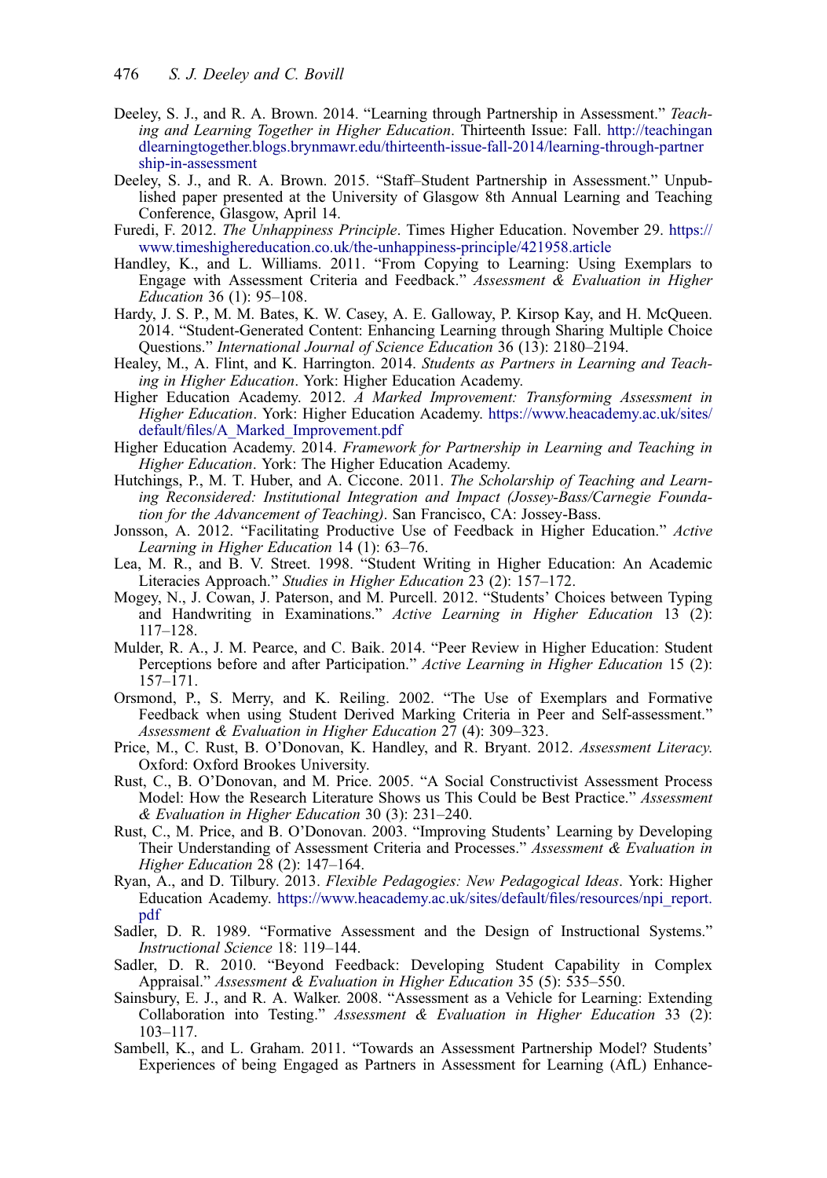Deeley, S. J., and R. A. Brown. 2014. "Learning through Partnership in Assessment." *Teaching and Learning Together in Higher Education*. Thirteenth Issue: Fall. http://teachingandlearningtogether.blogs.brynmawr.edu/thirteenth-issue-fall-2014/learning-through-partnership-in-assessment

Deeley, S. J., and R. A. Brown. 2015. "Staff–Student Partnership in Assessment." Unpublished paper presented at the University of Glasgow 8th Annual Learning and Teaching Conference, Glasgow, April 14.

Furedi, F. 2012. *The Unhappiness Principle*. Times Higher Education. November 29. https://www.timeshighereducation.co.uk/the-unhappiness-principle/421958.article

Handley, K., and L. Williams. 2011. "From Copying to Learning: Using Exemplars to Engage with Assessment Criteria and Feedback." *Assessment & Evaluation in Higher Education* 36 (1): 95–108.

Hardy, J. S. P., M. M. Bates, K. W. Casey, A. E. Galloway, P. Kirsop Kay, and H. McQueen. 2014. "Student-Generated Content: Enhancing Learning through Sharing Multiple Choice Questions." *International Journal of Science Education* 36 (13): 2180–2194.

Healey, M., A. Flint, and K. Harrington. 2014. *Students as Partners in Learning and Teaching in Higher Education*. York: Higher Education Academy.

Higher Education Academy. 2012. *A Marked Improvement: Transforming Assessment in Higher Education*. York: Higher Education Academy. https://www.heacademy.ac.uk/sites/default/files/A_Marked_Improvement.pdf

Higher Education Academy. 2014. *Framework for Partnership in Learning and Teaching in Higher Education*. York: The Higher Education Academy.

Hutchings, P., M. T. Huber, and A. Ciccone. 2011. *The Scholarship of Teaching and Learning Reconsidered: Institutional Integration and Impact (Jossey-Bass/Carnegie Foundation for the Advancement of Teaching)*. San Francisco, CA: Jossey-Bass.

Jonsson, A. 2012. "Facilitating Productive Use of Feedback in Higher Education." *Active Learning in Higher Education* 14 (1): 63–76.

Lea, M. R., and B. V. Street. 1998. "Student Writing in Higher Education: An Academic Literacies Approach." *Studies in Higher Education* 23 (2): 157–172.

Mogey, N., J. Cowan, J. Paterson, and M. Purcell. 2012. "Students' Choices between Typing and Handwriting in Examinations." *Active Learning in Higher Education* 13 (2): 117–128.

Mulder, R. A., J. M. Pearce, and C. Baik. 2014. "Peer Review in Higher Education: Student Perceptions before and after Participation." *Active Learning in Higher Education* 15 (2): 157–171.

Orsmond, P., S. Merry, and K. Reiling. 2002. "The Use of Exemplars and Formative Feedback when using Student Derived Marking Criteria in Peer and Self-assessment." *Assessment & Evaluation in Higher Education* 27 (4): 309–323.

Price, M., C. Rust, B. O'Donovan, K. Handley, and R. Bryant. 2012. *Assessment Literacy*. Oxford: Oxford Brookes University.

Rust, C., B. O'Donovan, and M. Price. 2005. "A Social Constructivist Assessment Process Model: How the Research Literature Shows us This Could be Best Practice." *Assessment & Evaluation in Higher Education* 30 (3): 231–240.

Rust, C., M. Price, and B. O'Donovan. 2003. "Improving Students' Learning by Developing Their Understanding of Assessment Criteria and Processes." *Assessment & Evaluation in Higher Education* 28 (2): 147–164.

Ryan, A., and D. Tilbury. 2013. *Flexible Pedagogies: New Pedagogical Ideas*. York: Higher Education Academy. https://www.heacademy.ac.uk/sites/default/files/resources/npi_report.pdf

Sadler, D. R. 1989. "Formative Assessment and the Design of Instructional Systems." *Instructional Science* 18: 119–144.

Sadler, D. R. 2010. "Beyond Feedback: Developing Student Capability in Complex Appraisal." *Assessment & Evaluation in Higher Education* 35 (5): 535–550.

Sainsbury, E. J., and R. A. Walker. 2008. "Assessment as a Vehicle for Learning: Extending Collaboration into Testing." *Assessment & Evaluation in Higher Education* 33 (2): 103–117.

Sambell, K., and L. Graham. 2011. "Towards an Assessment Partnership Model? Students' Experiences of being Engaged as Partners in Assessment for Learning (AfL) Enhance-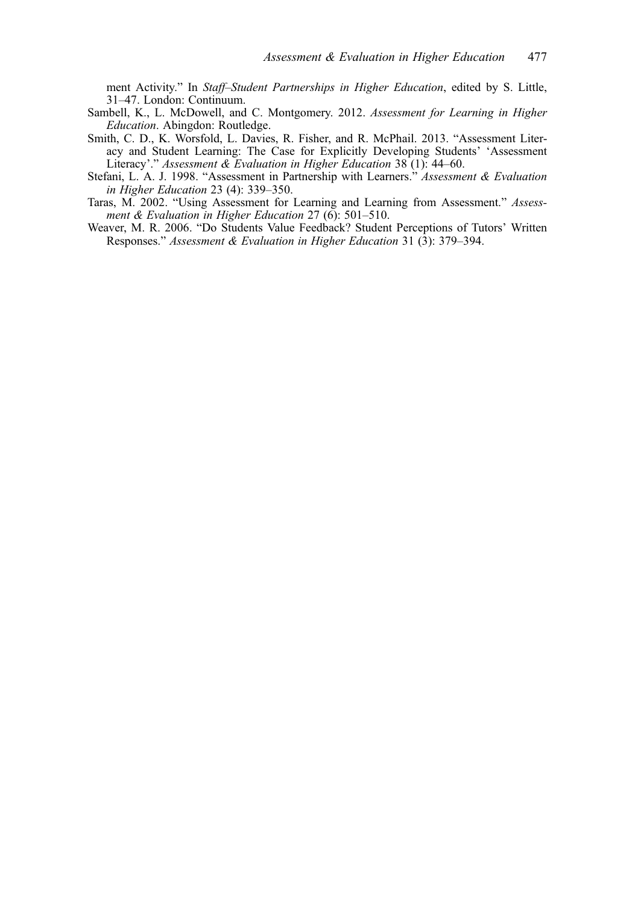ment Activity." In *Staff–Student Partnerships in Higher Education*, edited by S. Little, 31–47. London: Continuum.

Sambell, K., L. McDowell, and C. Montgomery. 2012. *Assessment for Learning in Higher Education*. Abingdon: Routledge.

Smith, C. D., K. Worsfold, L. Davies, R. Fisher, and R. McPhail. 2013. "Assessment Literacy and Student Learning: The Case for Explicitly Developing Students' 'Assessment Literacy'." *Assessment & Evaluation in Higher Education* 38 (1): 44–60.

Stefani, L. A. J. 1998. "Assessment in Partnership with Learners." *Assessment & Evaluation in Higher Education* 23 (4): 339–350.

Taras, M. 2002. "Using Assessment for Learning and Learning from Assessment." *Assessment & Evaluation in Higher Education* 27 (6): 501–510.

Weaver, M. R. 2006. "Do Students Value Feedback? Student Perceptions of Tutors' Written Responses." *Assessment & Evaluation in Higher Education* 31 (3): 379–394.